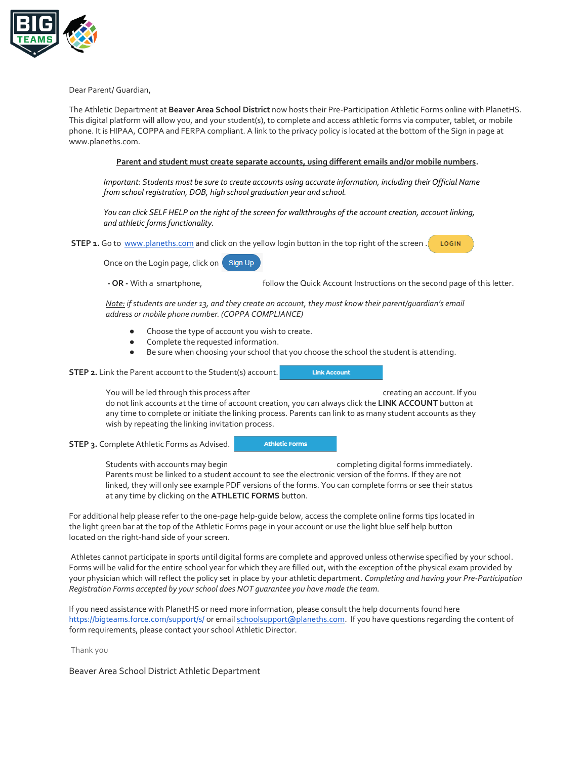Dear Parent/ Guardian,

The Athletic Department at **Beaver Area School District** now hosts their Pre-Participation Athletic Forms online with PlanetHS. This digital platform will allow you, and your student(s), to complete and access athletic forms via computer, tablet, or mobile phone. It is HIPAA, COPPA and FERPA compliant. A link to the privacy policy is located at the bottom of the Sign in page at www.planeths.com.

**Parent and student must create separate accounts, using different emails and/or mobile numbers.**

*Important: Students must be sure to create accounts using accurate information, including their Official Name from school registration, DOB, high school graduation year and school.*

*You can click SELF HELP on the right of the screen for walkthroughs of the account creation, account linking, and athletic forms functionality.*

**STEP 1.** Go to www.planeths.com and click on the yellow login button in the top right of the screen . LOGIN

Once on the Login page, click on Sign Up

**- OR -** With a smartphone, follow the Quick Account Instructions on the second page of this letter.

*Note: if students are under 13, and they create an account, they must know their parent/guardian's email address or mobile phone number. (COPPA COMPLIANCE)*

- Choose the type of account you wish to create.
- Complete the requested information.
- Be sure when choosing your school that you choose the school the student is attending.

**STEP 2.** Link the Parent account to the Student(s) account. Link Account

You will be led through this process after creating an account. If you do not link accounts at the time of account creation, you can always click the **LINK ACCOUNT** button at any time to complete or initiate the linking process. Parents can link to as many student accounts as they wish by repeating the linking invitation process.

**STEP 3.** Complete Athletic Forms as Advised. Athletic Forms

Students with accounts may begin completing digital forms immediately. Parents must be linked to a student account to see the electronic version of the forms. If they are not linked, they will only see example PDF versions of the forms. You can complete forms or see their status at any time by clicking on the **ATHLETIC FORMS** button.

For additional help please refer to the one-page help-guide below, access the complete online forms tips located in the light green bar at the top of the Athletic Forms page in your account or use the light blue self help button located on the right-hand side of your screen.

Athletes cannot participate in sports until digital forms are complete and approved unless otherwise specified by your school. Forms will be valid for the entire school year for which they are filled out, with the exception of the physical exam provided by your physician which will reflect the policy set in place by your athletic department. *Completing and having your Pre-Participation Registration Forms accepted by your school does NOT guarantee you have made the team.*

If you need assistance with PlanetHS or need more information, please consult the help documents found here https://bigteams.force.com/support/s/ or email schoolsupport@planeths.com. If you have questions regarding the content of form requirements, please contact your school Athletic Director.

Thank you

Beaver Area School District Athletic Department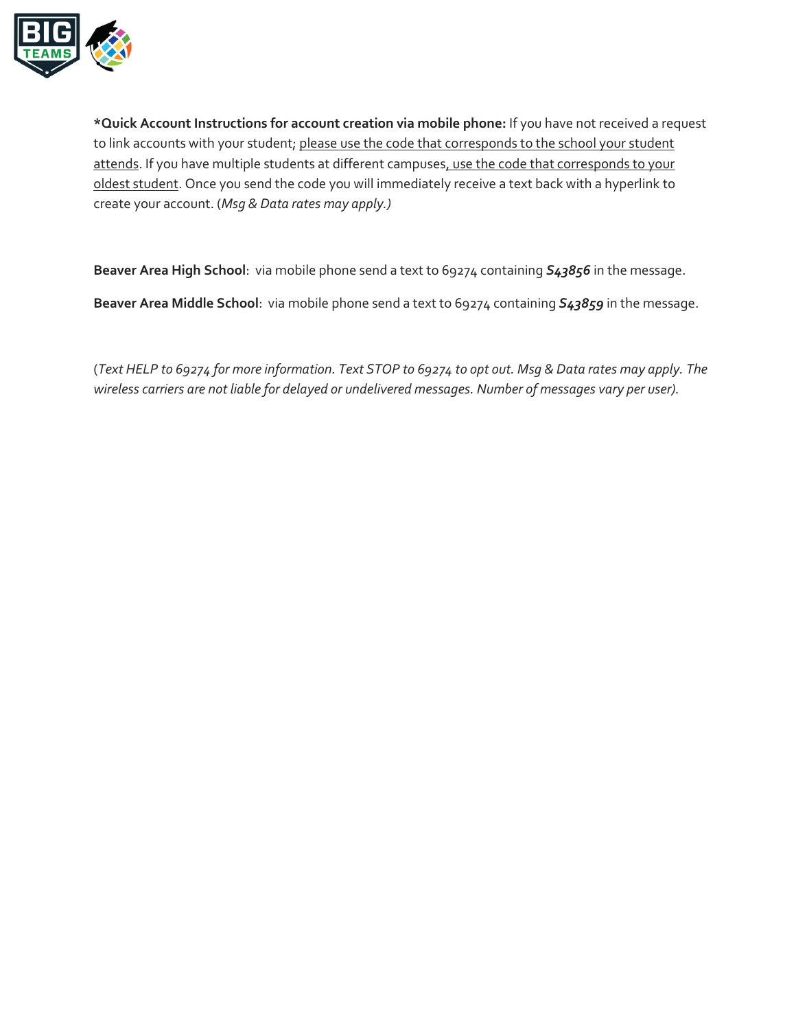***Quick Account Instructions for account creation via mobile phone:** If you have not received a request to link accounts with your student; please use the code that corresponds to the school your student attends. If you have multiple students at different campuses, use the code that corresponds to your oldest student. Once you send the code you will immediately receive a text back with a hyperlink to create your account. (*Msg & Data rates may apply.)*

**Beaver Area High School**: via mobile phone send a text to 69274 containing ***S43856*** in the message.

**Beaver Area Middle School**: via mobile phone send a text to 69274 containing ***S43859*** in the message.

(*Text HELP to 69274 for more information. Text STOP to 69274 to opt out. Msg & Data rates may apply. The wireless carriers are not liable for delayed or undelivered messages. Number of messages vary per user).*